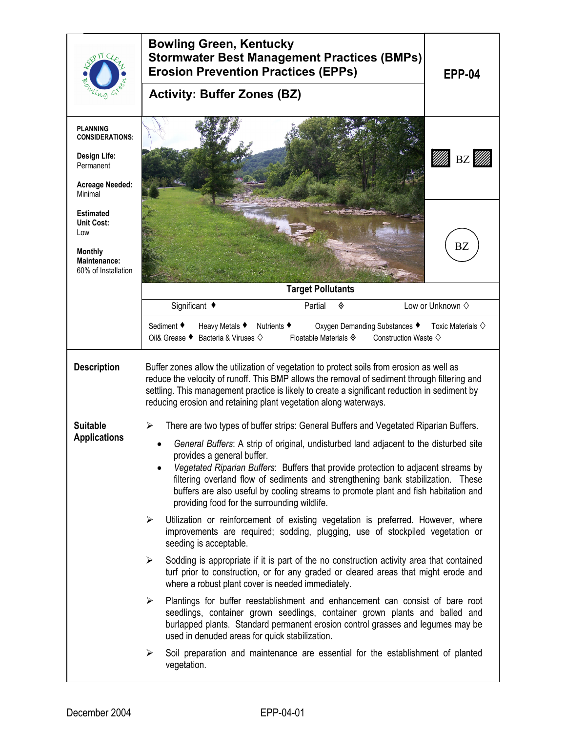# Bowling Green, Kentucky
# Stormwater Best Management Practices (BMPs)
# Erosion Prevention Practices (EPPs)

**EPP-04**

## Activity: Buffer Zones (BZ)

**PLANNING CONSIDERATIONS:**

**Design Life:**
Permanent

**Acreage Needed:**
Minimal

**Estimated Unit Cost:**
Low

**Monthly Maintenance:**
60% of Installation

BZ

BZ

**Target Pollutants**

| Significant ♦ | Partial ◈ | Low or Unknown ◊ |
|---|---|---|

Sediment ♦ Heavy Metals ♦ Nutrients ♦ Oxygen Demanding Substances ♦ Toxic Materials ◊
Oil& Grease ♦ Bacteria & Viruses ◊ Floatable Materials ◈ Construction Waste ◊

### Description

Buffer zones allow the utilization of vegetation to protect soils from erosion as well as reduce the velocity of runoff. This BMP allows the removal of sediment through filtering and settling. This management practice is likely to create a significant reduction in sediment by reducing erosion and retaining plant vegetation along waterways.

### Suitable Applications

- There are two types of buffer strips: General Buffers and Vegetated Riparian Buffers.
  - *General Buffers*: A strip of original, undisturbed land adjacent to the disturbed site provides a general buffer.
  - *Vegetated Riparian Buffers*: Buffers that provide protection to adjacent streams by filtering overland flow of sediments and strengthening bank stabilization. These buffers are also useful by cooling streams to promote plant and fish habitation and providing food for the surrounding wildlife.
- Utilization or reinforcement of existing vegetation is preferred. However, where improvements are required; sodding, plugging, use of stockpiled vegetation or seeding is acceptable.
- Sodding is appropriate if it is part of the no construction activity area that contained turf prior to construction, or for any graded or cleared areas that might erode and where a robust plant cover is needed immediately.
- Plantings for buffer reestablishment and enhancement can consist of bare root seedlings, container grown seedlings, container grown plants and balled and burlapped plants. Standard permanent erosion control grasses and legumes may be used in denuded areas for quick stabilization.
- Soil preparation and maintenance are essential for the establishment of planted vegetation.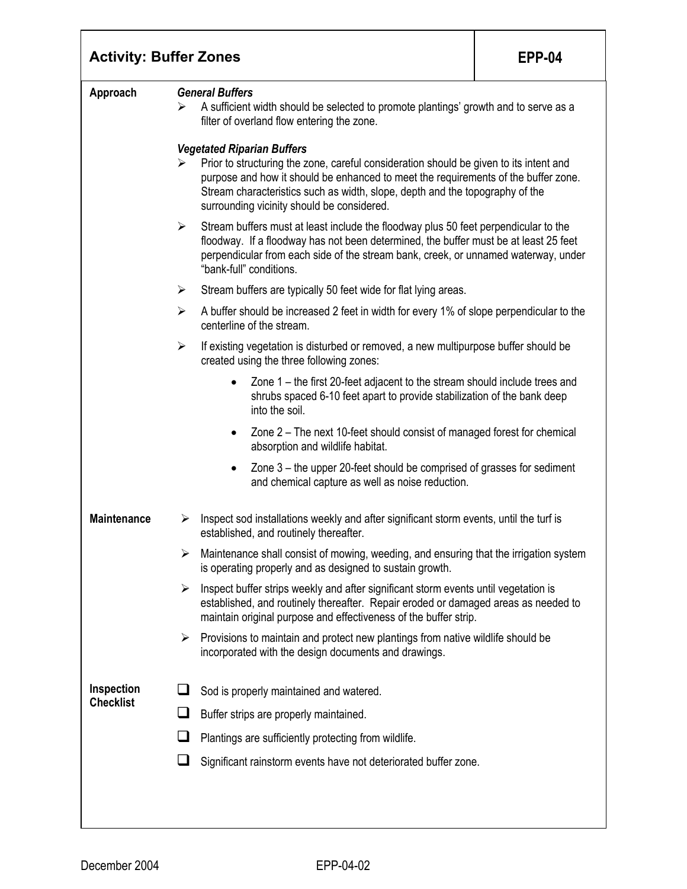## Activity: Buffer Zones — EPP-04

**Approach**

***General Buffers***

- A sufficient width should be selected to promote plantings' growth and to serve as a filter of overland flow entering the zone.

***Vegetated Riparian Buffers***

- Prior to structuring the zone, careful consideration should be given to its intent and purpose and how it should be enhanced to meet the requirements of the buffer zone. Stream characteristics such as width, slope, depth and the topography of the surrounding vicinity should be considered.
- Stream buffers must at least include the floodway plus 50 feet perpendicular to the floodway. If a floodway has not been determined, the buffer must be at least 25 feet perpendicular from each side of the stream bank, creek, or unnamed waterway, under "bank-full" conditions.
- Stream buffers are typically 50 feet wide for flat lying areas.
- A buffer should be increased 2 feet in width for every 1% of slope perpendicular to the centerline of the stream.
- If existing vegetation is disturbed or removed, a new multipurpose buffer should be created using the three following zones:
  - Zone 1 – the first 20-feet adjacent to the stream should include trees and shrubs spaced 6-10 feet apart to provide stabilization of the bank deep into the soil.
  - Zone 2 – The next 10-feet should consist of managed forest for chemical absorption and wildlife habitat.
  - Zone 3 – the upper 20-feet should be comprised of grasses for sediment and chemical capture as well as noise reduction.

**Maintenance**

- Inspect sod installations weekly and after significant storm events, until the turf is established, and routinely thereafter.
- Maintenance shall consist of mowing, weeding, and ensuring that the irrigation system is operating properly and as designed to sustain growth.
- Inspect buffer strips weekly and after significant storm events until vegetation is established, and routinely thereafter. Repair eroded or damaged areas as needed to maintain original purpose and effectiveness of the buffer strip.
- Provisions to maintain and protect new plantings from native wildlife should be incorporated with the design documents and drawings.

**Inspection Checklist**

- [ ] Sod is properly maintained and watered.
- [ ] Buffer strips are properly maintained.
- [ ] Plantings are sufficiently protecting from wildlife.
- [ ] Significant rainstorm events have not deteriorated buffer zone.